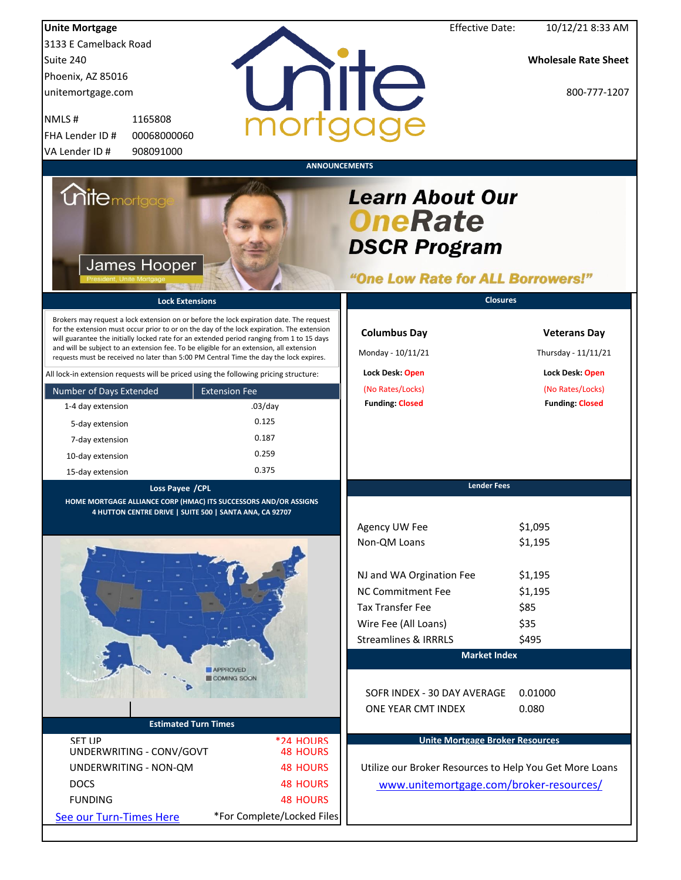**Unite Mortgage**
3133 E Camelback Road
Suite 240
Phoenix, AZ 85016
unitemortgage.com

NMLS # 1165808
FHA Lender ID # 00068000060
VA Lender ID # 908091000

Effective Date: 10/12/21 8:33 AM

**Wholesale Rate Sheet**

800-777-1207

## ANNOUNCEMENTS

James Hooper
President, Unite Mortgage

**Learn About Our OneRate DSCR Program**

**"One Low Rate for ALL Borrowers!"**

## Lock Extensions

Brokers may request a lock extension on or before the lock expiration date. The request for the extension must occur prior to or on the day of the lock expiration. The extension will guarantee the initially locked rate for an extended period ranging from 1 to 15 days and will be subject to an extension fee. To be eligible for an extension, all extension requests must be received no later than 5:00 PM Central Time the day the lock expires.

All lock-in extension requests will be priced using the following pricing structure:

| Number of Days Extended | Extension Fee |
|---|---|
| 1-4 day extension | .03/day |
| 5-day extension | 0.125 |
| 7-day extension | 0.187 |
| 10-day extension | 0.259 |
| 15-day extension | 0.375 |

## Closures

| Columbus Day | Veterans Day |
|---|---|
| Monday - 10/11/21 | Thursday - 11/11/21 |
| Lock Desk: Open | Lock Desk: Open |
| (No Rates/Locks) | (No Rates/Locks) |
| Funding: Closed | Funding: Closed |

## Loss Payee /CPL

HOME MORTGAGE ALLIANCE CORP (HMAC) ITS SUCCESSORS AND/OR ASSIGNS
4 HUTTON CENTRE DRIVE | SUITE 500 | SANTA ANA, CA 92707

APPROVED
COMING SOON

## Lender Fees

| | |
|---|---|
| Agency UW Fee | $1,095 |
| Non-QM Loans | $1,195 |
| NJ and WA Orgination Fee | $1,195 |
| NC Commitment Fee | $1,195 |
| Tax Transfer Fee | $85 |
| Wire Fee (All Loans) | $35 |
| Streamlines & IRRRLS | $495 |

## Market Index

| | |
|---|---|
| SOFR INDEX - 30 DAY AVERAGE | 0.01000 |
| ONE YEAR CMT INDEX | 0.080 |

## Estimated Turn Times

| | |
|---|---|
| SET UP | *24 HOURS |
| UNDERWRITING - CONV/GOVT | 48 HOURS |
| UNDERWRITING - NON-QM | 48 HOURS |
| DOCS | 48 HOURS |
| FUNDING | 48 HOURS |

See our Turn-Times Here

*For Complete/Locked Files

## Unite Mortgage Broker Resources

Utilize our Broker Resources to Help You Get More Loans

www.unitemortgage.com/broker-resources/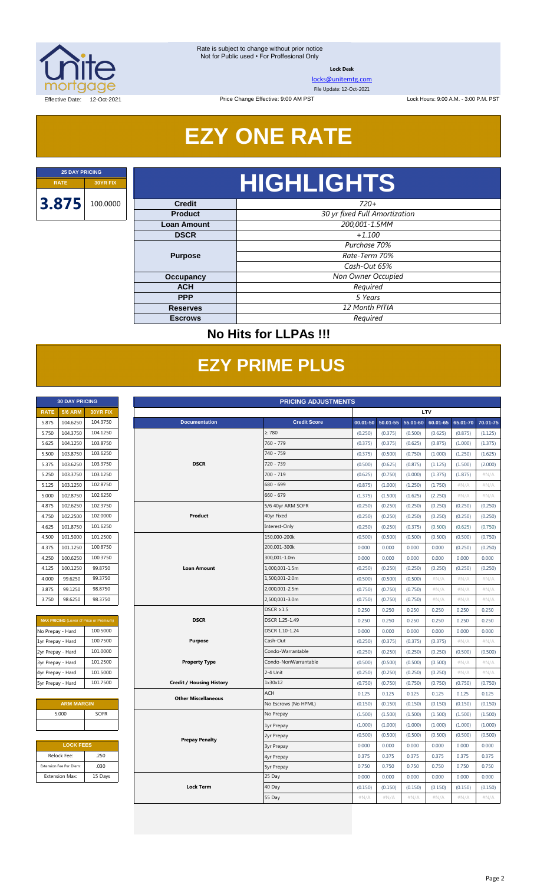Rate is subject to change without prior notice
Not for Public used • For Proffesional Only

**Lock Desk**

locks@unitemtg.com

File Update: 12-Oct-2021

Effective Date: 12-Oct-2021 | Price Change Effective: 9:00 AM PST | Lock Hours: 9:00 A.M. - 3:00 P.M. PST

# EZY ONE RATE

| 25 DAY PRICING | |
|---|---|
| RATE | 30YR FIX |
| 3.875 | 100.0000 |

## HIGHLIGHTS

| | |
|---|---|
| Credit | 720+ |
| Product | 30 yr fixed Full Amortization |
| Loan Amount | 200,001-1.5MM |
| DSCR | +1.100 |
| Purpose | Purchase 70% |
| | Rate-Term 70% |
| | Cash-Out 65% |
| Occupancy | Non Owner Occupied |
| ACH | Required |
| PPP | 5 Years |
| Reserves | 12 Month PITIA |
| Escrows | Required |

**No Hits for LLPAs !!!**

# EZY PRIME PLUS

| 30 DAY PRICING | | |
|---|---|---|
| RATE | 5/6 ARM | 30YR FIX |
| 5.875 | 104.6250 | 104.3750 |
| 5.750 | 104.3750 | 104.1250 |
| 5.625 | 104.1250 | 103.8750 |
| 5.500 | 103.8750 | 103.6250 |
| 5.375 | 103.6250 | 103.3750 |
| 5.250 | 103.3750 | 103.1250 |
| 5.125 | 103.1250 | 102.8750 |
| 5.000 | 102.8750 | 102.6250 |
| 4.875 | 102.6250 | 102.3750 |
| 4.750 | 102.2500 | 102.0000 |
| 4.625 | 101.8750 | 101.6250 |
| 4.500 | 101.5000 | 101.2500 |
| 4.375 | 101.1250 | 100.8750 |
| 4.250 | 100.6250 | 100.3750 |
| 4.125 | 100.1250 | 99.8750 |
| 4.000 | 99.6250 | 99.3750 |
| 3.875 | 99.1250 | 98.8750 |
| 3.750 | 98.6250 | 98.3750 |

| MAX PRICING (Lower of Price or Premium) | |
|---|---|
| No Prepay - Hard | 100.5000 |
| 1yr Prepay - Hard | 100.7500 |
| 2yr Prepay - Hard | 101.0000 |
| 3yr Prepay - Hard | 101.2500 |
| 4yr Prepay - Hard | 101.5000 |
| 5yr Prepay - Hard | 101.7500 |

| ARM MARGIN | |
|---|---|
| 5.000 | SOFR |

| LOCK FEES | |
|---|---|
| Relock Fee: | .250 |
| Extension Fee Per Diem: | .030 |
| Extension Max: | 15 Days |

| PRICING ADJUSTMENTS | | | | | | | |
|---|---|---|---|---|---|---|---|
| | | LTV | | | | | |
| Documentation | Credit Score | 00.01-50 | 50.01-55 | 55.01-60 | 60.01-65 | 65.01-70 | 70.01-75 |
| DSCR | ≥ 780 | (0.250) | (0.375) | (0.500) | (0.625) | (0.875) | (1.125) |
| | 760 - 779 | (0.375) | (0.375) | (0.625) | (0.875) | (1.000) | (1.375) |
| | 740 - 759 | (0.375) | (0.500) | (0.750) | (1.000) | (1.250) | (1.625) |
| | 720 - 739 | (0.500) | (0.625) | (0.875) | (1.125) | (1.500) | (2.000) |
| | 700 - 719 | (0.625) | (0.750) | (1.000) | (1.375) | (1.875) | #N/A |
| | 680 - 699 | (0.875) | (1.000) | (1.250) | (1.750) | #N/A | #N/A |
| | 660 - 679 | (1.375) | (1.500) | (1.625) | (2.250) | #N/A | #N/A |
| Product | 5/6 40yr ARM SOFR | (0.250) | (0.250) | (0.250) | (0.250) | (0.250) | (0.250) |
| | 40yr Fixed | (0.250) | (0.250) | (0.250) | (0.250) | (0.250) | (0.250) |
| | Interest-Only | (0.250) | (0.250) | (0.375) | (0.500) | (0.625) | (0.750) |
| Loan Amount | 150,000-200k | (0.500) | (0.500) | (0.500) | (0.500) | (0.500) | (0.750) |
| | 200,001-300k | 0.000 | 0.000 | 0.000 | 0.000 | (0.250) | (0.250) |
| | 300,001-1.0m | 0.000 | 0.000 | 0.000 | 0.000 | 0.000 | 0.000 |
| | 1,000,001-1.5m | (0.250) | (0.250) | (0.250) | (0.250) | (0.250) | (0.250) |
| | 1,500,001-2.0m | (0.500) | (0.500) | (0.500) | #N/A | #N/A | #N/A |
| | 2,000,001-2.5m | (0.750) | (0.750) | (0.750) | #N/A | #N/A | #N/A |
| | 2,500,001-3.0m | (0.750) | (0.750) | (0.750) | #N/A | #N/A | #N/A |
| DSCR | DSCR ≥1.5 | 0.250 | 0.250 | 0.250 | 0.250 | 0.250 | 0.250 |
| | DSCR 1.25-1.49 | 0.250 | 0.250 | 0.250 | 0.250 | 0.250 | 0.250 |
| | DSCR 1.10-1.24 | 0.000 | 0.000 | 0.000 | 0.000 | 0.000 | 0.000 |
| Purpose | Cash-Out | (0.250) | (0.375) | (0.375) | (0.375) | #N/A | #N/A |
| Property Type | Condo-Warrantable | (0.250) | (0.250) | (0.250) | (0.250) | (0.500) | (0.500) |
| | Condo-NonWarrantable | (0.500) | (0.500) | (0.500) | (0.500) | #N/A | #N/A |
| | 2-4 Unit | (0.250) | (0.250) | (0.250) | (0.250) | #N/A | #N/A |
| Credit / Housing History | 1x30x12 | (0.750) | (0.750) | (0.750) | (0.750) | (0.750) | (0.750) |
| Other Miscellaneous | ACH | 0.125 | 0.125 | 0.125 | 0.125 | 0.125 | 0.125 |
| | No Escrows (No HPML) | (0.150) | (0.150) | (0.150) | (0.150) | (0.150) | (0.150) |
| Prepay Penalty | No Prepay | (1.500) | (1.500) | (1.500) | (1.500) | (1.500) | (1.500) |
| | 1yr Prepay | (1.000) | (1.000) | (1.000) | (1.000) | (1.000) | (1.000) |
| | 2yr Prepay | (0.500) | (0.500) | (0.500) | (0.500) | (0.500) | (0.500) |
| | 3yr Prepay | 0.000 | 0.000 | 0.000 | 0.000 | 0.000 | 0.000 |
| | 4yr Prepay | 0.375 | 0.375 | 0.375 | 0.375 | 0.375 | 0.375 |
| | 5yr Prepay | 0.750 | 0.750 | 0.750 | 0.750 | 0.750 | 0.750 |
| Lock Term | 25 Day | 0.000 | 0.000 | 0.000 | 0.000 | 0.000 | 0.000 |
| | 40 Day | (0.150) | (0.150) | (0.150) | (0.150) | (0.150) | (0.150) |
| | 55 Day | #N/A | #N/A | #N/A | #N/A | #N/A | #N/A |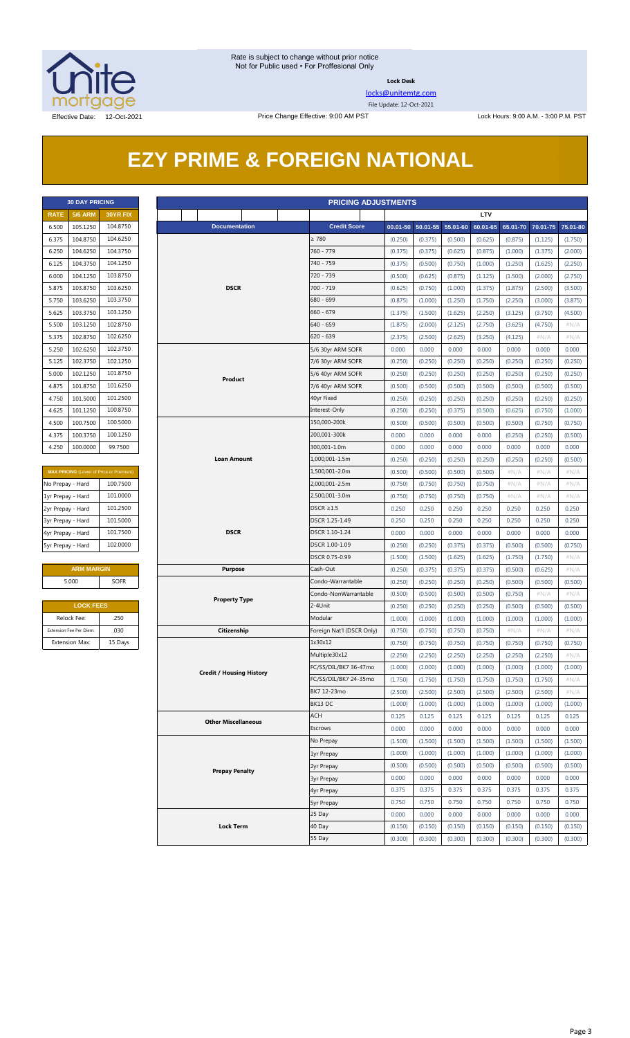Rate is subject to change without prior notice
Not for Public used • For Proffesional Only

**Lock Desk**

locks@unitemtg.com

File Update: 12-Oct-2021

Effective Date: 12-Oct-2021 | Price Change Effective: 9:00 AM PST | Lock Hours: 9:00 A.M. - 3:00 P.M. PST

# EZY PRIME & FOREIGN NATIONAL

| 30 DAY PRICING | | |
|---|---|---|
| RATE | 5/6 ARM | 30YR FIX |
| 6.500 | 105.1250 | 104.8750 |
| 6.375 | 104.8750 | 104.6250 |
| 6.250 | 104.6250 | 104.3750 |
| 6.125 | 104.3750 | 104.1250 |
| 6.000 | 104.1250 | 103.8750 |
| 5.875 | 103.8750 | 103.6250 |
| 5.750 | 103.6250 | 103.3750 |
| 5.625 | 103.3750 | 103.1250 |
| 5.500 | 103.1250 | 102.8750 |
| 5.375 | 102.8750 | 102.6250 |
| 5.250 | 102.6250 | 102.3750 |
| 5.125 | 102.3750 | 102.1250 |
| 5.000 | 102.1250 | 101.8750 |
| 4.875 | 101.8750 | 101.6250 |
| 4.750 | 101.5000 | 101.2500 |
| 4.625 | 101.1250 | 100.8750 |
| 4.500 | 100.7500 | 100.5000 |
| 4.375 | 100.3750 | 100.1250 |
| 4.250 | 100.0000 | 99.7500 |

| MAX PRICING (Lower of Price or Premium) | |
|---|---|
| No Prepay - Hard | 100.7500 |
| 1yr Prepay - Hard | 101.0000 |
| 2yr Prepay - Hard | 101.2500 |
| 3yr Prepay - Hard | 101.5000 |
| 4yr Prepay - Hard | 101.7500 |
| 5yr Prepay - Hard | 102.0000 |

| ARM MARGIN | |
|---|---|
| 5.000 | SOFR |

| LOCK FEES | |
|---|---|
| Relock Fee: | .250 |
| Extension Fee Per Diem: | .030 |
| Extension Max: | 15 Days |

| PRICING ADJUSTMENTS | | | | | | | | |
|---|---|---|---|---|---|---|---|---|
| | | LTV | | | | | | |
| Documentation | Credit Score | 00.01-50 | 50.01-55 | 55.01-60 | 60.01-65 | 65.01-70 | 70.01-75 | 75.01-80 |
| DSCR | ≥ 780 | (0.250) | (0.375) | (0.500) | (0.625) | (0.875) | (1.125) | (1.750) |
| | 760 - 779 | (0.375) | (0.375) | (0.625) | (0.875) | (1.000) | (1.375) | (2.000) |
| | 740 - 759 | (0.375) | (0.500) | (0.750) | (1.000) | (1.250) | (1.625) | (2.250) |
| | 720 - 739 | (0.500) | (0.625) | (0.875) | (1.125) | (1.500) | (2.000) | (2.750) |
| | 700 - 719 | (0.625) | (0.750) | (1.000) | (1.375) | (1.875) | (2.500) | (3.500) |
| | 680 - 699 | (0.875) | (1.000) | (1.250) | (1.750) | (2.250) | (3.000) | (3.875) |
| | 660 - 679 | (1.375) | (1.500) | (1.625) | (2.250) | (3.125) | (3.750) | (4.500) |
| | 640 - 659 | (1.875) | (2.000) | (2.125) | (2.750) | (3.625) | (4.750) | #N/A |
| | 620 - 639 | (2.375) | (2.500) | (2.625) | (3.250) | (4.125) | #N/A | #N/A |
| Product | 5/6 30yr ARM SOFR | 0.000 | 0.000 | 0.000 | 0.000 | 0.000 | 0.000 | 0.000 |
| | 7/6 30yr ARM SOFR | (0.250) | (0.250) | (0.250) | (0.250) | (0.250) | (0.250) | (0.250) |
| | 5/6 40yr ARM SOFR | (0.250) | (0.250) | (0.250) | (0.250) | (0.250) | (0.250) | (0.250) |
| | 7/6 40yr ARM SOFR | (0.500) | (0.500) | (0.500) | (0.500) | (0.500) | (0.500) | (0.500) |
| | 40yr Fixed | (0.250) | (0.250) | (0.250) | (0.250) | (0.250) | (0.250) | (0.250) |
| | Interest-Only | (0.250) | (0.250) | (0.375) | (0.500) | (0.625) | (0.750) | (1.000) |
| Loan Amount | 150,000-200k | (0.500) | (0.500) | (0.500) | (0.500) | (0.500) | (0.750) | (0.750) |
| | 200,001-300k | 0.000 | 0.000 | 0.000 | 0.000 | (0.250) | (0.250) | (0.500) |
| | 300,001-1.0m | 0.000 | 0.000 | 0.000 | 0.000 | 0.000 | 0.000 | 0.000 |
| | 1,000,001-1.5m | (0.250) | (0.250) | (0.250) | (0.250) | (0.250) | (0.250) | (0.500) |
| | 1,500,001-2.0m | (0.500) | (0.500) | (0.500) | (0.500) | #N/A | #N/A | #N/A |
| | 2,000,001-2.5m | (0.750) | (0.750) | (0.750) | (0.750) | #N/A | #N/A | #N/A |
| | 2,500,001-3.0m | (0.750) | (0.750) | (0.750) | (0.750) | #N/A | #N/A | #N/A |
| DSCR | DSCR ≥1.5 | 0.250 | 0.250 | 0.250 | 0.250 | 0.250 | 0.250 | 0.250 |
| | DSCR 1.25-1.49 | 0.250 | 0.250 | 0.250 | 0.250 | 0.250 | 0.250 | 0.250 |
| | DSCR 1.10-1.24 | 0.000 | 0.000 | 0.000 | 0.000 | 0.000 | 0.000 | 0.000 |
| | DSCR 1.00-1.09 | (0.250) | (0.250) | (0.375) | (0.375) | (0.500) | (0.500) | (0.750) |
| | DSCR 0.75-0.99 | (1.500) | (1.500) | (1.625) | (1.625) | (1.750) | (1.750) | #N/A |
| Purpose | Cash-Out | (0.250) | (0.375) | (0.375) | (0.375) | (0.500) | (0.625) | #N/A |
| Property Type | Condo-Warrantable | (0.250) | (0.250) | (0.250) | (0.250) | (0.500) | (0.500) | (0.500) |
| | Condo-NonWarrantable | (0.500) | (0.500) | (0.500) | (0.500) | (0.750) | #N/A | #N/A |
| | 2-4Unit | (0.250) | (0.250) | (0.250) | (0.250) | (0.500) | (0.500) | (0.500) |
| | Modular | (1.000) | (1.000) | (1.000) | (1.000) | (1.000) | (1.000) | (1.000) |
| Citizenship | Foreign Nat'l (DSCR Only) | (0.750) | (0.750) | (0.750) | (0.750) | #N/A | #N/A | #N/A |
| Credit / Housing History | 1x30x12 | (0.750) | (0.750) | (0.750) | (0.750) | (0.750) | (0.750) | (0.750) |
| | Multiple30x12 | (2.250) | (2.250) | (2.250) | (2.250) | (2.250) | (2.250) | #N/A |
| | FC/SS/DIL/BK7 36-47mo | (1.000) | (1.000) | (1.000) | (1.000) | (1.000) | (1.000) | (1.000) |
| | FC/SS/DIL/BK7 24-35mo | (1.750) | (1.750) | (1.750) | (1.750) | (1.750) | (1.750) | #N/A |
| | BK7 12-23mo | (2.500) | (2.500) | (2.500) | (2.500) | (2.500) | (2.500) | #N/A |
| | BK13 DC | (1.000) | (1.000) | (1.000) | (1.000) | (1.000) | (1.000) | (1.000) |
| Other Miscellaneous | ACH | 0.125 | 0.125 | 0.125 | 0.125 | 0.125 | 0.125 | 0.125 |
| | Escrows | 0.000 | 0.000 | 0.000 | 0.000 | 0.000 | 0.000 | 0.000 |
| Prepay Penalty | No Prepay | (1.500) | (1.500) | (1.500) | (1.500) | (1.500) | (1.500) | (1.500) |
| | 1yr Prepay | (1.000) | (1.000) | (1.000) | (1.000) | (1.000) | (1.000) | (1.000) |
| | 2yr Prepay | (0.500) | (0.500) | (0.500) | (0.500) | (0.500) | (0.500) | (0.500) |
| | 3yr Prepay | 0.000 | 0.000 | 0.000 | 0.000 | 0.000 | 0.000 | 0.000 |
| | 4yr Prepay | 0.375 | 0.375 | 0.375 | 0.375 | 0.375 | 0.375 | 0.375 |
| | 5yr Prepay | 0.750 | 0.750 | 0.750 | 0.750 | 0.750 | 0.750 | 0.750 |
| Lock Term | 25 Day | 0.000 | 0.000 | 0.000 | 0.000 | 0.000 | 0.000 | 0.000 |
| | 40 Day | (0.150) | (0.150) | (0.150) | (0.150) | (0.150) | (0.150) | (0.150) |
| | 55 Day | (0.300) | (0.300) | (0.300) | (0.300) | (0.300) | (0.300) | (0.300) |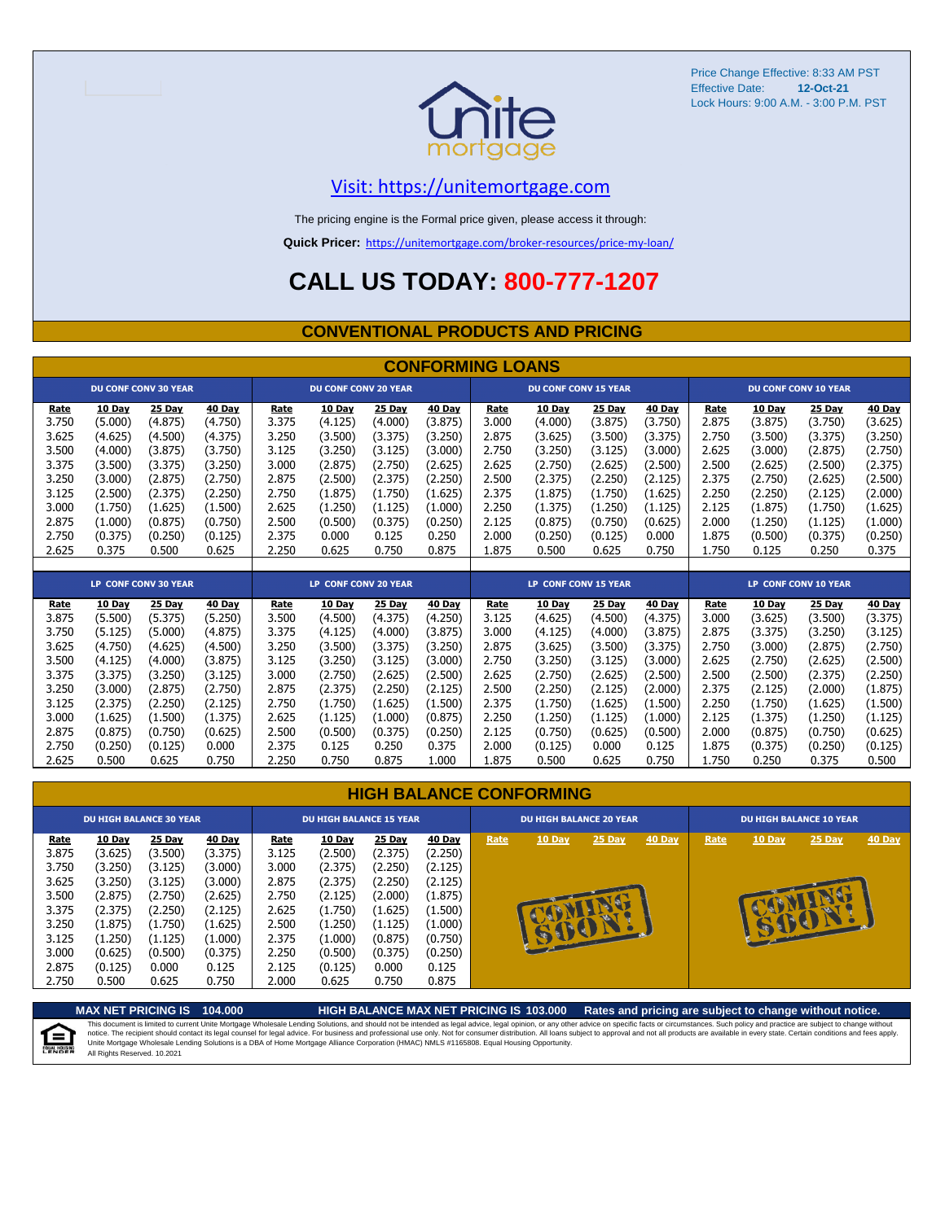Price Change Effective: 8:33 AM PST
Effective Date: **12-Oct-21**
Lock Hours: 9:00 A.M. - 3:00 P.M. PST

Visit: https://unitemortgage.com

The pricing engine is the Formal price given, please access it through:

**Quick Pricer:** https://unitemortgage.com/broker-resources/price-my-loan/

# CALL US TODAY: 800-777-1207

## CONVENTIONAL PRODUCTS AND PRICING

### CONFORMING LOANS

| DU CONF CONV 30 YEAR | | | | DU CONF CONV 20 YEAR | | | | DU CONF CONV 15 YEAR | | | | DU CONF CONV 10 YEAR | | | |
|---|---|---|---|---|---|---|---|---|---|---|---|---|---|---|---|
| Rate | 10 Day | 25 Day | 40 Day | Rate | 10 Day | 25 Day | 40 Day | Rate | 10 Day | 25 Day | 40 Day | Rate | 10 Day | 25 Day | 40 Day |
| 3.750 | (5.000) | (4.875) | (4.750) | 3.375 | (4.125) | (4.000) | (3.875) | 3.000 | (4.000) | (3.875) | (3.750) | 2.875 | (3.875) | (3.750) | (3.625) |
| 3.625 | (4.625) | (4.500) | (4.375) | 3.250 | (3.500) | (3.375) | (3.250) | 2.875 | (3.625) | (3.500) | (3.375) | 2.750 | (3.500) | (3.375) | (3.250) |
| 3.500 | (4.000) | (3.875) | (3.750) | 3.125 | (3.250) | (3.125) | (3.000) | 2.750 | (3.250) | (3.125) | (3.000) | 2.625 | (3.000) | (2.875) | (2.750) |
| 3.375 | (3.500) | (3.375) | (3.250) | 3.000 | (2.875) | (2.750) | (2.625) | 2.625 | (2.750) | (2.625) | (2.500) | 2.500 | (2.625) | (2.500) | (2.375) |
| 3.250 | (3.000) | (2.875) | (2.750) | 2.875 | (2.500) | (2.375) | (2.250) | 2.500 | (2.375) | (2.250) | (2.125) | 2.375 | (2.750) | (2.625) | (2.500) |
| 3.125 | (2.500) | (2.375) | (2.250) | 2.750 | (1.875) | (1.750) | (1.625) | 2.375 | (1.875) | (1.750) | (1.625) | 2.250 | (2.250) | (2.125) | (2.000) |
| 3.000 | (1.750) | (1.625) | (1.500) | 2.625 | (1.250) | (1.125) | (1.000) | 2.250 | (1.375) | (1.250) | (1.125) | 2.125 | (1.875) | (1.750) | (1.625) |
| 2.875 | (1.000) | (0.875) | (0.750) | 2.500 | (0.500) | (0.375) | (0.250) | 2.125 | (0.875) | (0.750) | (0.625) | 2.000 | (1.250) | (1.125) | (1.000) |
| 2.750 | (0.375) | (0.250) | (0.125) | 2.375 | 0.000 | 0.125 | 0.250 | 2.000 | (0.250) | (0.125) | 0.000 | 1.875 | (0.500) | (0.375) | (0.250) |
| 2.625 | 0.375 | 0.500 | 0.625 | 2.250 | 0.625 | 0.750 | 0.875 | 1.875 | 0.500 | 0.625 | 0.750 | 1.750 | 0.125 | 0.250 | 0.375 |

| LP CONF CONV 30 YEAR | | | | LP CONF CONV 20 YEAR | | | | LP CONF CONV 15 YEAR | | | | LP CONF CONV 10 YEAR | | | |
|---|---|---|---|---|---|---|---|---|---|---|---|---|---|---|---|
| Rate | 10 Day | 25 Day | 40 Day | Rate | 10 Day | 25 Day | 40 Day | Rate | 10 Day | 25 Day | 40 Day | Rate | 10 Day | 25 Day | 40 Day |
| 3.875 | (5.500) | (5.375) | (5.250) | 3.500 | (4.500) | (4.375) | (4.250) | 3.125 | (4.625) | (4.500) | (4.375) | 3.000 | (3.625) | (3.500) | (3.375) |
| 3.750 | (5.125) | (5.000) | (4.875) | 3.375 | (4.125) | (4.000) | (3.875) | 3.000 | (4.125) | (4.000) | (3.875) | 2.875 | (3.375) | (3.250) | (3.125) |
| 3.625 | (4.750) | (4.625) | (4.500) | 3.250 | (3.500) | (3.375) | (3.250) | 2.875 | (3.625) | (3.500) | (3.375) | 2.750 | (3.000) | (2.875) | (2.750) |
| 3.500 | (4.125) | (4.000) | (3.875) | 3.125 | (3.250) | (3.125) | (3.000) | 2.750 | (3.250) | (3.125) | (3.000) | 2.625 | (2.750) | (2.625) | (2.500) |
| 3.375 | (3.375) | (3.250) | (3.125) | 3.000 | (2.750) | (2.625) | (2.500) | 2.625 | (2.750) | (2.625) | (2.500) | 2.500 | (2.500) | (2.375) | (2.250) |
| 3.250 | (3.000) | (2.875) | (2.750) | 2.875 | (2.375) | (2.250) | (2.125) | 2.500 | (2.250) | (2.125) | (2.000) | 2.375 | (2.125) | (2.000) | (1.875) |
| 3.125 | (2.375) | (2.250) | (2.125) | 2.750 | (1.750) | (1.625) | (1.500) | 2.375 | (1.750) | (1.625) | (1.500) | 2.250 | (1.750) | (1.625) | (1.500) |
| 3.000 | (1.625) | (1.500) | (1.375) | 2.625 | (1.125) | (1.000) | (0.875) | 2.250 | (1.250) | (1.125) | (1.000) | 2.125 | (1.375) | (1.250) | (1.125) |
| 2.875 | (0.875) | (0.750) | (0.625) | 2.500 | (0.500) | (0.375) | (0.250) | 2.125 | (0.750) | (0.625) | (0.500) | 2.000 | (0.875) | (0.750) | (0.625) |
| 2.750 | (0.250) | (0.125) | 0.000 | 2.375 | 0.125 | 0.250 | 0.375 | 2.000 | (0.125) | 0.000 | 0.125 | 1.875 | (0.375) | (0.250) | (0.125) |
| 2.625 | 0.500 | 0.625 | 0.750 | 2.250 | 0.750 | 0.875 | 1.000 | 1.875 | 0.500 | 0.625 | 0.750 | 1.750 | 0.250 | 0.375 | 0.500 |

### HIGH BALANCE CONFORMING

| DU HIGH BALANCE 30 YEAR | | | | DU HIGH BALANCE 15 YEAR | | | | DU HIGH BALANCE 20 YEAR | | | | DU HIGH BALANCE 10 YEAR | | | |
|---|---|---|---|---|---|---|---|---|---|---|---|---|---|---|---|
| Rate | 10 Day | 25 Day | 40 Day | Rate | 10 Day | 25 Day | 40 Day | Rate | 10 Day | 25 Day | 40 Day | Rate | 10 Day | 25 Day | 40 Day |
| 3.875 | (3.625) | (3.500) | (3.375) | 3.125 | (2.500) | (2.375) | (2.250) | COMING SOON! | | | | COMING SOON! | | | |
| 3.750 | (3.250) | (3.125) | (3.000) | 3.000 | (2.375) | (2.250) | (2.125) | | | | | | | | |
| 3.625 | (3.250) | (3.125) | (3.000) | 2.875 | (2.375) | (2.250) | (2.125) | | | | | | | | |
| 3.500 | (2.875) | (2.750) | (2.625) | 2.750 | (2.125) | (2.000) | (1.875) | | | | | | | | |
| 3.375 | (2.375) | (2.250) | (2.125) | 2.625 | (1.750) | (1.625) | (1.500) | | | | | | | | |
| 3.250 | (1.875) | (1.750) | (1.625) | 2.500 | (1.250) | (1.125) | (1.000) | | | | | | | | |
| 3.125 | (1.250) | (1.125) | (1.000) | 2.375 | (1.000) | (0.875) | (0.750) | | | | | | | | |
| 3.000 | (0.625) | (0.500) | (0.375) | 2.250 | (0.500) | (0.375) | (0.250) | | | | | | | | |
| 2.875 | (0.125) | 0.000 | 0.125 | 2.125 | (0.125) | 0.000 | 0.125 | | | | | | | | |
| 2.750 | 0.500 | 0.625 | 0.750 | 2.000 | 0.625 | 0.750 | 0.875 | | | | | | | | |

**MAX NET PRICING IS 104.000** **HIGH BALANCE MAX NET PRICING IS 103.000** **Rates and pricing are subject to change without notice.**

This document is limited to current Unite Mortgage Wholesale Lending Solutions, and should not be intended as legal advice, legal opinion, or any other advice on specific facts or circumstances. Such policy and practice are subject to change without notice. The recipient should contact its legal counsel for legal advice. For business and professional use only. Not for consumer distribution. All loans subject to approval and not all products are available in every state. Certain conditions and fees apply. Unite Mortgage Wholesale Lending Solutions is a DBA of Home Mortgage Alliance Corporation (HMAC) NMLS #1165808. Equal Housing Opportunity.
All Rights Reserved. 10.2021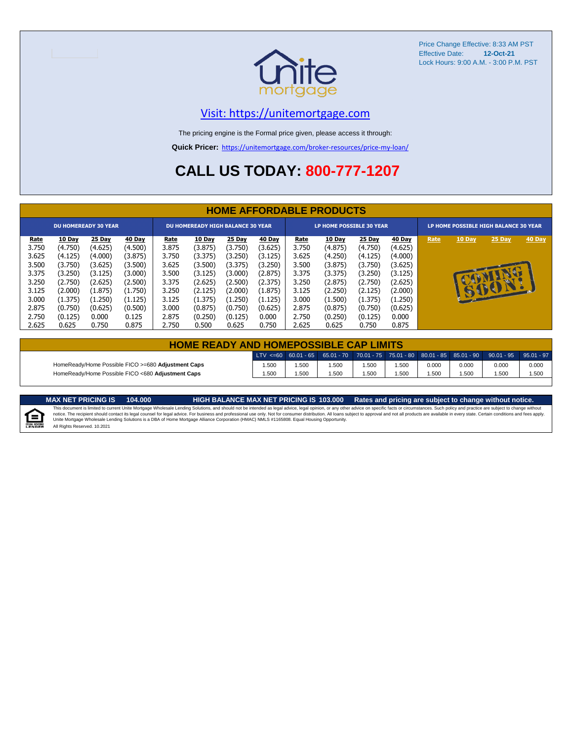Price Change Effective: 8:33 AM PST
Effective Date: **12-Oct-21**
Lock Hours: 9:00 A.M. - 3:00 P.M. PST

unite mortgage

Visit: https://unitemortgage.com

The pricing engine is the Formal price given, please access it through:

**Quick Pricer:** https://unitemortgage.com/broker-resources/price-my-loan/

# CALL US TODAY: 800-777-1207

## HOME AFFORDABLE PRODUCTS

| DU HOMEREADY 30 YEAR | | | | DU HOMEREADY HIGH BALANCE 30 YEAR | | | | LP HOME POSSIBLE 30 YEAR | | | | LP HOME POSSIBLE HIGH BALANCE 30 YEAR | | | |
|---|---|---|---|---|---|---|---|---|---|---|---|---|---|---|---|
| Rate | 10 Day | 25 Day | 40 Day | Rate | 10 Day | 25 Day | 40 Day | Rate | 10 Day | 25 Day | 40 Day | Rate | 10 Day | 25 Day | 40 Day |
| 3.750 | (4.750) | (4.625) | (4.500) | 3.875 | (3.875) | (3.750) | (3.625) | 3.750 | (4.875) | (4.750) | (4.625) | | | | |
| 3.625 | (4.125) | (4.000) | (3.875) | 3.750 | (3.375) | (3.250) | (3.125) | 3.625 | (4.250) | (4.125) | (4.000) | | | | |
| 3.500 | (3.750) | (3.625) | (3.500) | 3.625 | (3.500) | (3.375) | (3.250) | 3.500 | (3.875) | (3.750) | (3.625) | | COMING SOON! | | |
| 3.375 | (3.250) | (3.125) | (3.000) | 3.500 | (3.125) | (3.000) | (2.875) | 3.375 | (3.375) | (3.250) | (3.125) | | | | |
| 3.250 | (2.750) | (2.625) | (2.500) | 3.375 | (2.625) | (2.500) | (2.375) | 3.250 | (2.875) | (2.750) | (2.625) | | | | |
| 3.125 | (2.000) | (1.875) | (1.750) | 3.250 | (2.125) | (2.000) | (1.875) | 3.125 | (2.250) | (2.125) | (2.000) | | | | |
| 3.000 | (1.375) | (1.250) | (1.125) | 3.125 | (1.375) | (1.250) | (1.125) | 3.000 | (1.500) | (1.375) | (1.250) | | | | |
| 2.875 | (0.750) | (0.625) | (0.500) | 3.000 | (0.875) | (0.750) | (0.625) | 2.875 | (0.875) | (0.750) | (0.625) | | | | |
| 2.750 | (0.125) | 0.000 | 0.125 | 2.875 | (0.250) | (0.125) | 0.000 | 2.750 | (0.250) | (0.125) | 0.000 | | | | |
| 2.625 | 0.625 | 0.750 | 0.875 | 2.750 | 0.500 | 0.625 | 0.750 | 2.625 | 0.625 | 0.750 | 0.875 | | | | |

## HOME READY AND HOMEPOSSIBLE CAP LIMITS

| | LTV <=60 | 60.01 - 65 | 65.01 - 70 | 70.01 - 75 | 75.01 - 80 | 80.01 - 85 | 85.01 - 90 | 90.01 - 95 | 95.01 - 97 |
|---|---|---|---|---|---|---|---|---|---|
| HomeReady/Home Possible FICO >=680 **Adjustment Caps** | 1.500 | 1.500 | 1.500 | 1.500 | 1.500 | 0.000 | 0.000 | 0.000 | 0.000 |
| HomeReady/Home Possible FICO <680 **Adjustment Caps** | 1.500 | 1.500 | 1.500 | 1.500 | 1.500 | 1.500 | 1.500 | 1.500 | 1.500 |

**MAX NET PRICING IS 104.000** **HIGH BALANCE MAX NET PRICING IS 103.000** **Rates and pricing are subject to change without notice.**

This document is limited to current Unite Mortgage Wholesale Lending Solutions, and should not be intended as legal advice, legal opinion, or any other advice on specific facts or circumstances. Such policy and practice are subject to change without notice. The recipient should contact its legal counsel for legal advice. For business and professional use only. Not for consumer distribution. All loans subject to approval and not all products are available in every state. Certain conditions and fees apply. Unite Mortgage Wholesale Lending Solutions is a DBA of Home Mortgage Alliance Corporation (HMAC) NMLS #1165808. Equal Housing Opportunity.
All Rights Reserved. 10.2021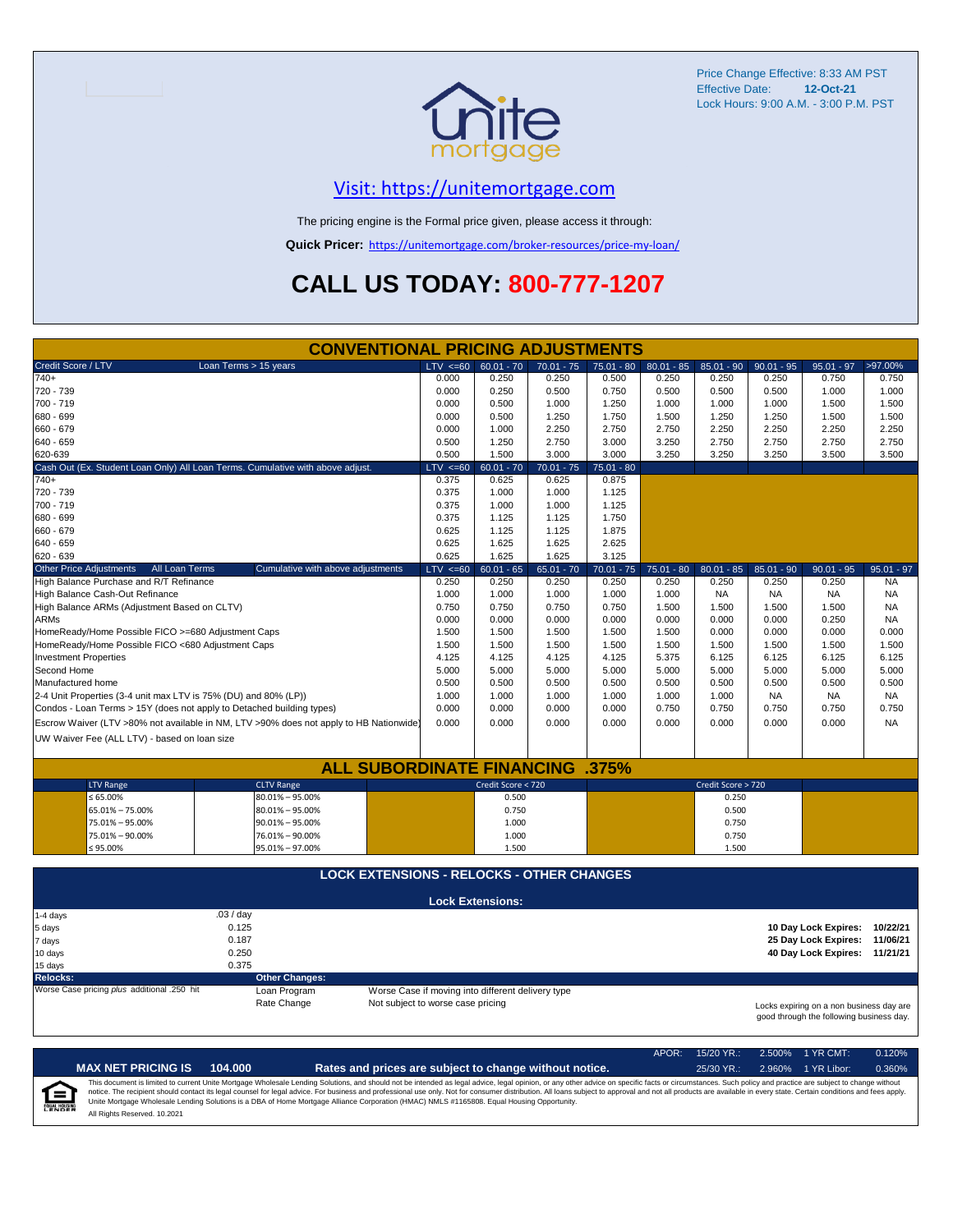Price Change Effective: 8:33 AM PST
Effective Date: **12-Oct-21**
Lock Hours: 9:00 A.M. - 3:00 P.M. PST

## Visit: https://unitemortgage.com

The pricing engine is the Formal price given, please access it through:

**Quick Pricer:** https://unitemortgage.com/broker-resources/price-my-loan/

# CALL US TODAY: 800-777-1207

## CONVENTIONAL PRICING ADJUSTMENTS

| Credit Score / LTV — Loan Terms > 15 years | LTV <=60 | 60.01 - 70 | 70.01 - 75 | 75.01 - 80 | 80.01 - 85 | 85.01 - 90 | 90.01 - 95 | 95.01 - 97 | >97.00% |
|---|---|---|---|---|---|---|---|---|---|
| 740+ | 0.000 | 0.250 | 0.250 | 0.500 | 0.250 | 0.250 | 0.250 | 0.750 | 0.750 |
| 720 - 739 | 0.000 | 0.250 | 0.500 | 0.750 | 0.500 | 0.500 | 0.500 | 1.000 | 1.000 |
| 700 - 719 | 0.000 | 0.500 | 1.000 | 1.250 | 1.000 | 1.000 | 1.000 | 1.500 | 1.500 |
| 680 - 699 | 0.000 | 0.500 | 1.250 | 1.750 | 1.500 | 1.250 | 1.250 | 1.500 | 1.500 |
| 660 - 679 | 0.000 | 1.000 | 2.250 | 2.750 | 2.750 | 2.250 | 2.250 | 2.250 | 2.250 |
| 640 - 659 | 0.500 | 1.250 | 2.750 | 3.000 | 3.250 | 2.750 | 2.750 | 2.750 | 2.750 |
| 620-639 | 0.500 | 1.500 | 3.000 | 3.000 | 3.250 | 3.250 | 3.250 | 3.500 | 3.500 |

| Cash Out (Ex. Student Loan Only) All Loan Terms. Cumulative with above adjust. | LTV <=60 | 60.01 - 70 | 70.01 - 75 | 75.01 - 80 |
|---|---|---|---|---|
| 740+ | 0.375 | 0.625 | 0.625 | 0.875 |
| 720 - 739 | 0.375 | 1.000 | 1.000 | 1.125 |
| 700 - 719 | 0.375 | 1.000 | 1.000 | 1.125 |
| 680 - 699 | 0.375 | 1.125 | 1.125 | 1.750 |
| 660 - 679 | 0.625 | 1.125 | 1.125 | 1.875 |
| 640 - 659 | 0.625 | 1.625 | 1.625 | 2.625 |
| 620 - 639 | 0.625 | 1.625 | 1.625 | 3.125 |

| Other Price Adjustments — All Loan Terms — Cumulative with above adjustments | LTV <=60 | 60.01 - 65 | 65.01 - 70 | 70.01 - 75 | 75.01 - 80 | 80.01 - 85 | 85.01 - 90 | 90.01 - 95 | 95.01 - 97 |
|---|---|---|---|---|---|---|---|---|---|
| High Balance Purchase and R/T Refinance | 0.250 | 0.250 | 0.250 | 0.250 | 0.250 | 0.250 | 0.250 | 0.250 | NA |
| High Balance Cash-Out Refinance | 1.000 | 1.000 | 1.000 | 1.000 | 1.000 | NA | NA | NA | NA |
| High Balance ARMs (Adjustment Based on CLTV) | 0.750 | 0.750 | 0.750 | 0.750 | 1.500 | 1.500 | 1.500 | 1.500 | NA |
| ARMs | 0.000 | 0.000 | 0.000 | 0.000 | 0.000 | 0.000 | 0.000 | 0.250 | NA |
| HomeReady/Home Possible FICO >=680 Adjustment Caps | 1.500 | 1.500 | 1.500 | 1.500 | 1.500 | 0.000 | 0.000 | 0.000 | 0.000 |
| HomeReady/Home Possible FICO <680 Adjustment Caps | 1.500 | 1.500 | 1.500 | 1.500 | 1.500 | 1.500 | 1.500 | 1.500 | 1.500 |
| Investment Properties | 4.125 | 4.125 | 4.125 | 4.125 | 5.375 | 6.125 | 6.125 | 6.125 | 6.125 |
| Second Home | 5.000 | 5.000 | 5.000 | 5.000 | 5.000 | 5.000 | 5.000 | 5.000 | 5.000 |
| Manufactured home | 0.500 | 0.500 | 0.500 | 0.500 | 0.500 | 0.500 | 0.500 | 0.500 | 0.500 |
| 2-4 Unit Properties (3-4 unit max LTV is 75% (DU) and 80% (LP)) | 1.000 | 1.000 | 1.000 | 1.000 | 1.000 | 1.000 | NA | NA | NA |
| Condos - Loan Terms > 15Y (does not apply to Detached building types) | 0.000 | 0.000 | 0.000 | 0.000 | 0.750 | 0.750 | 0.750 | 0.750 | 0.750 |
| Escrow Waiver (LTV >80% not available in NM, LTV >90% does not apply to HB Nationwide) | 0.000 | 0.000 | 0.000 | 0.000 | 0.000 | 0.000 | 0.000 | 0.000 | NA |
| UW Waiver Fee (ALL LTV) - based on loan size | | | | | | | | | |

## ALL SUBORDINATE FINANCING .375%

| LTV Range | CLTV Range | Credit Score < 720 | Credit Score > 720 |
|---|---|---|---|
| ≤ 65.00% | 80.01% – 95.00% | 0.500 | 0.250 |
| 65.01% – 75.00% | 80.01% – 95.00% | 0.750 | 0.500 |
| 75.01% – 95.00% | 90.01% – 95.00% | 1.000 | 0.750 |
| 75.01% – 90.00% | 76.01% – 90.00% | 1.000 | 0.750 |
| ≤ 95.00% | 95.01% – 97.00% | 1.500 | 1.500 |

## LOCK EXTENSIONS - RELOCKS - OTHER CHANGES

### Lock Extensions:

| | |
|---|---|
| 1-4 days | .03 / day |
| 5 days | 0.125 |
| 7 days | 0.187 |
| 10 days | 0.250 |
| 15 days | 0.375 |

**10 Day Lock Expires:** 10/22/21
**25 Day Lock Expires:** 11/06/21
**40 Day Lock Expires:** 11/21/21

**Relocks:**
Worse Case pricing *plus* additional .250 hit

**Other Changes:**

| | |
|---|---|
| Loan Program | Worse Case if moving into different delivery type |
| Rate Change | Not subject to worse case pricing |

Locks expiring on a non business day are good through the following business day.

| APOR: | 15/20 YR.: | 2.500% | 1 YR CMT: | 0.120% |
|---|---|---|---|---|
| | 25/30 YR.: | 2.960% | 1 YR Libor: | 0.360% |

**MAX NET PRICING IS 104.000**

**Rates and prices are subject to change without notice.**

This document is limited to current Unite Mortgage Wholesale Lending Solutions, and should not be intended as legal advice, legal opinion, or any other advice on specific facts or circumstances. Such policy and practice are subject to change without notice. The recipient should contact its legal counsel for legal advice. For business and professional use only. Not for consumer distribution. All loans subject to approval and not all products are available in every state. Certain conditions and fees apply. Unite Mortgage Wholesale Lending Solutions is a DBA of Home Mortgage Alliance Corporation (HMAC) NMLS #1165808. Equal Housing Opportunity.
All Rights Reserved. 10.2021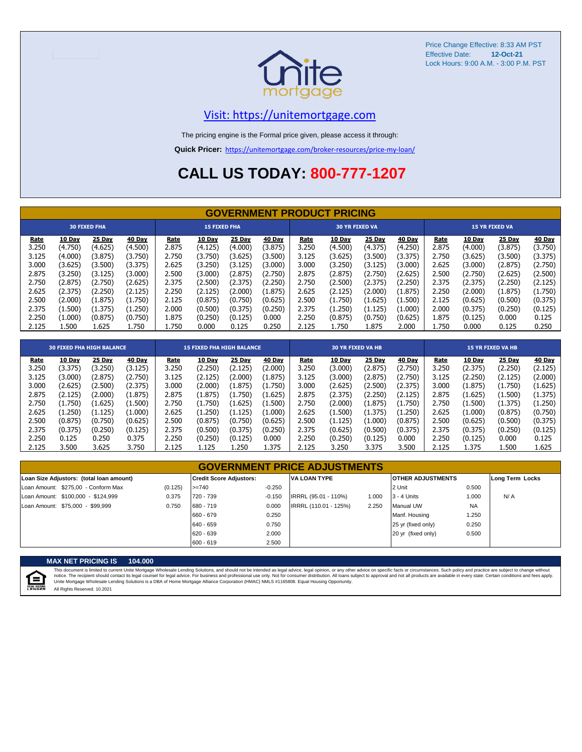Price Change Effective: 8:33 AM PST
Effective Date: **12-Oct-21**
Lock Hours: 9:00 A.M. - 3:00 P.M. PST

## Visit: https://unitemortgage.com

The pricing engine is the Formal price given, please access it through:

**Quick Pricer:** https://unitemortgage.com/broker-resources/price-my-loan/

# CALL US TODAY: 800-777-1207

## GOVERNMENT PRODUCT PRICING

| 30 FIXED FHA | | | | 15 FIXED FHA | | | | 30 YR FIXED VA | | | | 15 YR FIXED VA | | | |
|---|---|---|---|---|---|---|---|---|---|---|---|---|---|---|---|
| Rate | 10 Day | 25 Day | 40 Day | Rate | 10 Day | 25 Day | 40 Day | Rate | 10 Day | 25 Day | 40 Day | Rate | 10 Day | 25 Day | 40 Day |
| 3.250 | (4.750) | (4.625) | (4.500) | 2.875 | (4.125) | (4.000) | (3.875) | 3.250 | (4.500) | (4.375) | (4.250) | 2.875 | (4.000) | (3.875) | (3.750) |
| 3.125 | (4.000) | (3.875) | (3.750) | 2.750 | (3.750) | (3.625) | (3.500) | 3.125 | (3.625) | (3.500) | (3.375) | 2.750 | (3.625) | (3.500) | (3.375) |
| 3.000 | (3.625) | (3.500) | (3.375) | 2.625 | (3.250) | (3.125) | (3.000) | 3.000 | (3.250) | (3.125) | (3.000) | 2.625 | (3.000) | (2.875) | (2.750) |
| 2.875 | (3.250) | (3.125) | (3.000) | 2.500 | (3.000) | (2.875) | (2.750) | 2.875 | (2.875) | (2.750) | (2.625) | 2.500 | (2.750) | (2.625) | (2.500) |
| 2.750 | (2.875) | (2.750) | (2.625) | 2.375 | (2.500) | (2.375) | (2.250) | 2.750 | (2.500) | (2.375) | (2.250) | 2.375 | (2.375) | (2.250) | (2.125) |
| 2.625 | (2.375) | (2.250) | (2.125) | 2.250 | (2.125) | (2.000) | (1.875) | 2.625 | (2.125) | (2.000) | (1.875) | 2.250 | (2.000) | (1.875) | (1.750) |
| 2.500 | (2.000) | (1.875) | (1.750) | 2.125 | (0.875) | (0.750) | (0.625) | 2.500 | (1.750) | (1.625) | (1.500) | 2.125 | (0.625) | (0.500) | (0.375) |
| 2.375 | (1.500) | (1.375) | (1.250) | 2.000 | (0.500) | (0.375) | (0.250) | 2.375 | (1.250) | (1.125) | (1.000) | 2.000 | (0.375) | (0.250) | (0.125) |
| 2.250 | (1.000) | (0.875) | (0.750) | 1.875 | (0.250) | (0.125) | 0.000 | 2.250 | (0.875) | (0.750) | (0.625) | 1.875 | (0.125) | 0.000 | 0.125 |
| 2.125 | 1.500 | 1.625 | 1.750 | 1.750 | 0.000 | 0.125 | 0.250 | 2.125 | 1.750 | 1.875 | 2.000 | 1.750 | 0.000 | 0.125 | 0.250 |

| 30 FIXED FHA HIGH BALANCE | | | | 15 FIXED FHA HIGH BALANCE | | | | 30 YR FIXED VA HB | | | | 15 YR FIXED VA HB | | | |
|---|---|---|---|---|---|---|---|---|---|---|---|---|---|---|---|
| Rate | 10 Day | 25 Day | 40 Day | Rate | 10 Day | 25 Day | 40 Day | Rate | 10 Day | 25 Day | 40 Day | Rate | 10 Day | 25 Day | 40 Day |
| 3.250 | (3.375) | (3.250) | (3.125) | 3.250 | (2.250) | (2.125) | (2.000) | 3.250 | (3.000) | (2.875) | (2.750) | 3.250 | (2.375) | (2.250) | (2.125) |
| 3.125 | (3.000) | (2.875) | (2.750) | 3.125 | (2.125) | (2.000) | (1.875) | 3.125 | (3.000) | (2.875) | (2.750) | 3.125 | (2.250) | (2.125) | (2.000) |
| 3.000 | (2.625) | (2.500) | (2.375) | 3.000 | (2.000) | (1.875) | (1.750) | 3.000 | (2.625) | (2.500) | (2.375) | 3.000 | (1.875) | (1.750) | (1.625) |
| 2.875 | (2.125) | (2.000) | (1.875) | 2.875 | (1.875) | (1.750) | (1.625) | 2.875 | (2.375) | (2.250) | (2.125) | 2.875 | (1.625) | (1.500) | (1.375) |
| 2.750 | (1.750) | (1.625) | (1.500) | 2.750 | (1.750) | (1.625) | (1.500) | 2.750 | (2.000) | (1.875) | (1.750) | 2.750 | (1.500) | (1.375) | (1.250) |
| 2.625 | (1.250) | (1.125) | (1.000) | 2.625 | (1.250) | (1.125) | (1.000) | 2.625 | (1.500) | (1.375) | (1.250) | 2.625 | (1.000) | (0.875) | (0.750) |
| 2.500 | (0.875) | (0.750) | (0.625) | 2.500 | (0.875) | (0.750) | (0.625) | 2.500 | (1.125) | (1.000) | (0.875) | 2.500 | (0.625) | (0.500) | (0.375) |
| 2.375 | (0.375) | (0.250) | (0.125) | 2.375 | (0.500) | (0.375) | (0.250) | 2.375 | (0.625) | (0.500) | (0.375) | 2.375 | (0.375) | (0.250) | (0.125) |
| 2.250 | 0.125 | 0.250 | 0.375 | 2.250 | (0.250) | (0.125) | 0.000 | 2.250 | (0.250) | (0.125) | 0.000 | 2.250 | (0.125) | 0.000 | 0.125 |
| 2.125 | 3.500 | 3.625 | 3.750 | 2.125 | 1.125 | 1.250 | 1.375 | 2.125 | 3.250 | 3.375 | 3.500 | 2.125 | 1.375 | 1.500 | 1.625 |

## GOVERNMENT PRICE ADJUSTMENTS

| Loan Size Adjustors: (total loan amount) | | Credit Score Adjustors: | | VA LOAN TYPE | | OTHER ADJUSTMENTS | | Long Term Locks |
|---|---|---|---|---|---|---|---|---|
| Loan Amount: $275,00 - Conform Max | (0.125) | >=740 | -0.250 | | | 2 Unit | 0.500 | |
| Loan Amount: $100,000 - $124,999 | 0.375 | 720 - 739 | -0.150 | IRRRL (95.01 - 110%) | 1.000 | 3 - 4 Units | 1.000 | N/ A |
| Loan Amount: $75,000 - $99,999 | 0.750 | 680 - 719 | 0.000 | IRRRL (110.01 - 125%) | 2.250 | Manual UW | NA | |
| | | 660 - 679 | 0.250 | | | Manf. Housing | 1.250 | |
| | | 640 - 659 | 0.750 | | | 25 yr (fixed only) | 0.250 | |
| | | 620 - 639 | 2.000 | | | 20 yr (fixed only) | 0.500 | |
| | | 600 - 619 | 2.500 | | | | | |

**MAX NET PRICING IS 104.000**

This document is limited to current Unite Mortgage Wholesale Lending Solutions, and should not be intended as legal advice, legal opinion, or any other advice on specific facts or circumstances. Such policy and practice are subject to change without notice. The recipient should contact its legal counsel for legal advice. For business and professional use only. Not for consumer distribution. All loans subject to approval and not all products are available in every state. Certain conditions and fees apply. Unite Mortgage Wholesale Lending Solutions is a DBA of Home Mortgage Alliance Corporation (HMAC) NMLS #1165808. Equal Housing Opportunity.

All Rights Reserved. 10.2021